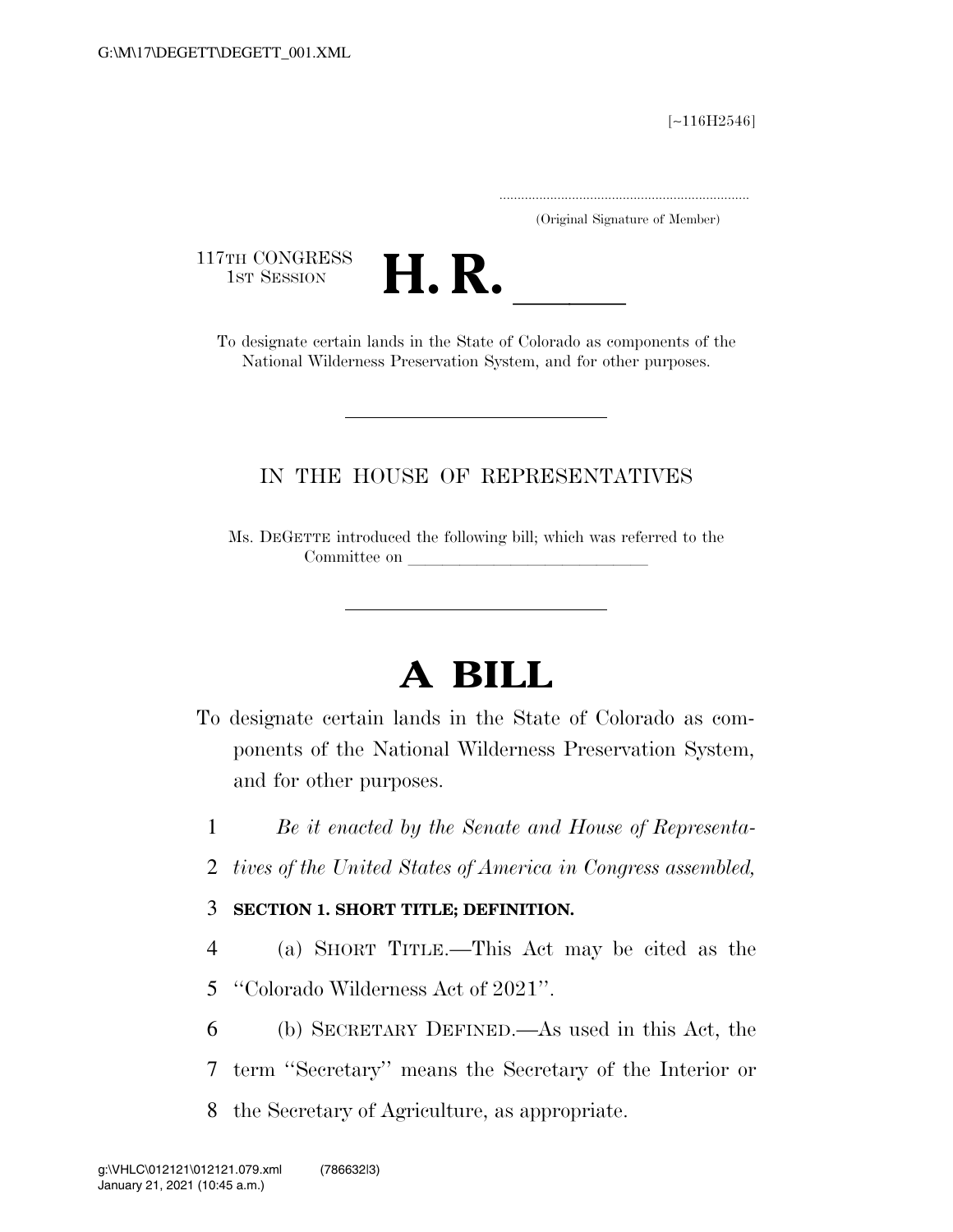[~116H2546]

(Original Signature of Member)

117TH CONGRESS
1ST SESSION

# H. R. \_\_\_\_\_

To designate certain lands in the State of Colorado as components of the National Wilderness Preservation System, and for other purposes.

---

IN THE HOUSE OF REPRESENTATIVES

Ms. DEGETTE introduced the following bill; which was referred to the Committee on \_\_\_\_\_\_\_\_\_\_\_\_\_\_\_\_\_\_\_\_\_\_\_\_

---

# A BILL

To designate certain lands in the State of Colorado as components of the National Wilderness Preservation System, and for other purposes.

*Be it enacted by the Senate and House of Representatives of the United States of America in Congress assembled,*

**SECTION 1. SHORT TITLE; DEFINITION.**

(a) SHORT TITLE.—This Act may be cited as the ''Colorado Wilderness Act of 2021''.

(b) SECRETARY DEFINED.—As used in this Act, the term ''Secretary'' means the Secretary of the Interior or the Secretary of Agriculture, as appropriate.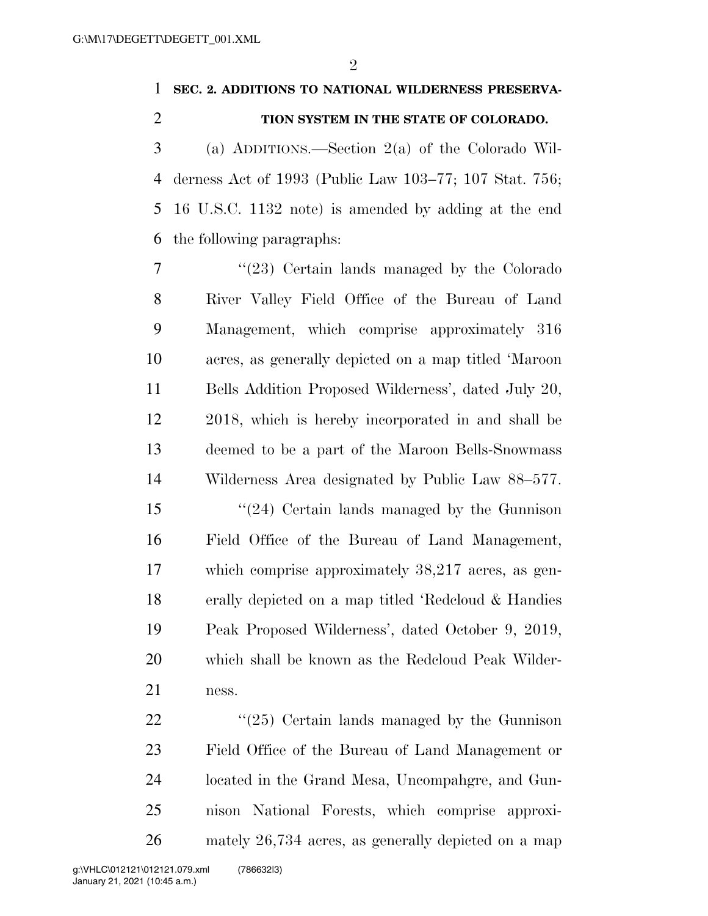**SEC. 2. ADDITIONS TO NATIONAL WILDERNESS PRESERVATION SYSTEM IN THE STATE OF COLORADO.**

(a) ADDITIONS.—Section 2(a) of the Colorado Wilderness Act of 1993 (Public Law 103–77; 107 Stat. 756; 16 U.S.C. 1132 note) is amended by adding at the end the following paragraphs:

"(23) Certain lands managed by the Colorado River Valley Field Office of the Bureau of Land Management, which comprise approximately 316 acres, as generally depicted on a map titled 'Maroon Bells Addition Proposed Wilderness', dated July 20, 2018, which is hereby incorporated in and shall be deemed to be a part of the Maroon Bells-Snowmass Wilderness Area designated by Public Law 88–577.

"(24) Certain lands managed by the Gunnison Field Office of the Bureau of Land Management, which comprise approximately 38,217 acres, as generally depicted on a map titled 'Redcloud & Handies Peak Proposed Wilderness', dated October 9, 2019, which shall be known as the Redcloud Peak Wilderness.

"(25) Certain lands managed by the Gunnison Field Office of the Bureau of Land Management or located in the Grand Mesa, Uncompahgre, and Gunnison National Forests, which comprise approximately 26,734 acres, as generally depicted on a map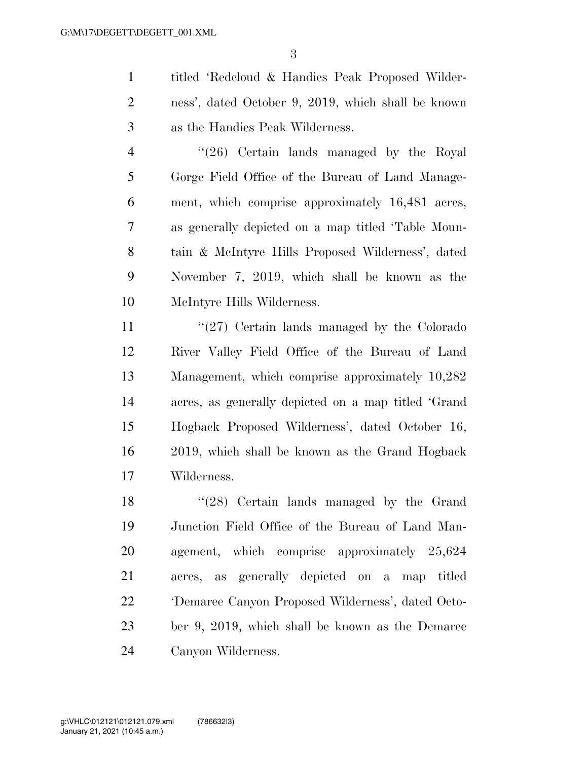titled 'Redcloud & Handies Peak Proposed Wilderness', dated October 9, 2019, which shall be known as the Handies Peak Wilderness.

''(26) Certain lands managed by the Royal Gorge Field Office of the Bureau of Land Management, which comprise approximately 16,481 acres, as generally depicted on a map titled 'Table Mountain & McIntyre Hills Proposed Wilderness', dated November 7, 2019, which shall be known as the McIntyre Hills Wilderness.

''(27) Certain lands managed by the Colorado River Valley Field Office of the Bureau of Land Management, which comprise approximately 10,282 acres, as generally depicted on a map titled 'Grand Hogback Proposed Wilderness', dated October 16, 2019, which shall be known as the Grand Hogback Wilderness.

''(28) Certain lands managed by the Grand Junction Field Office of the Bureau of Land Management, which comprise approximately 25,624 acres, as generally depicted on a map titled 'Demaree Canyon Proposed Wilderness', dated October 9, 2019, which shall be known as the Demaree Canyon Wilderness.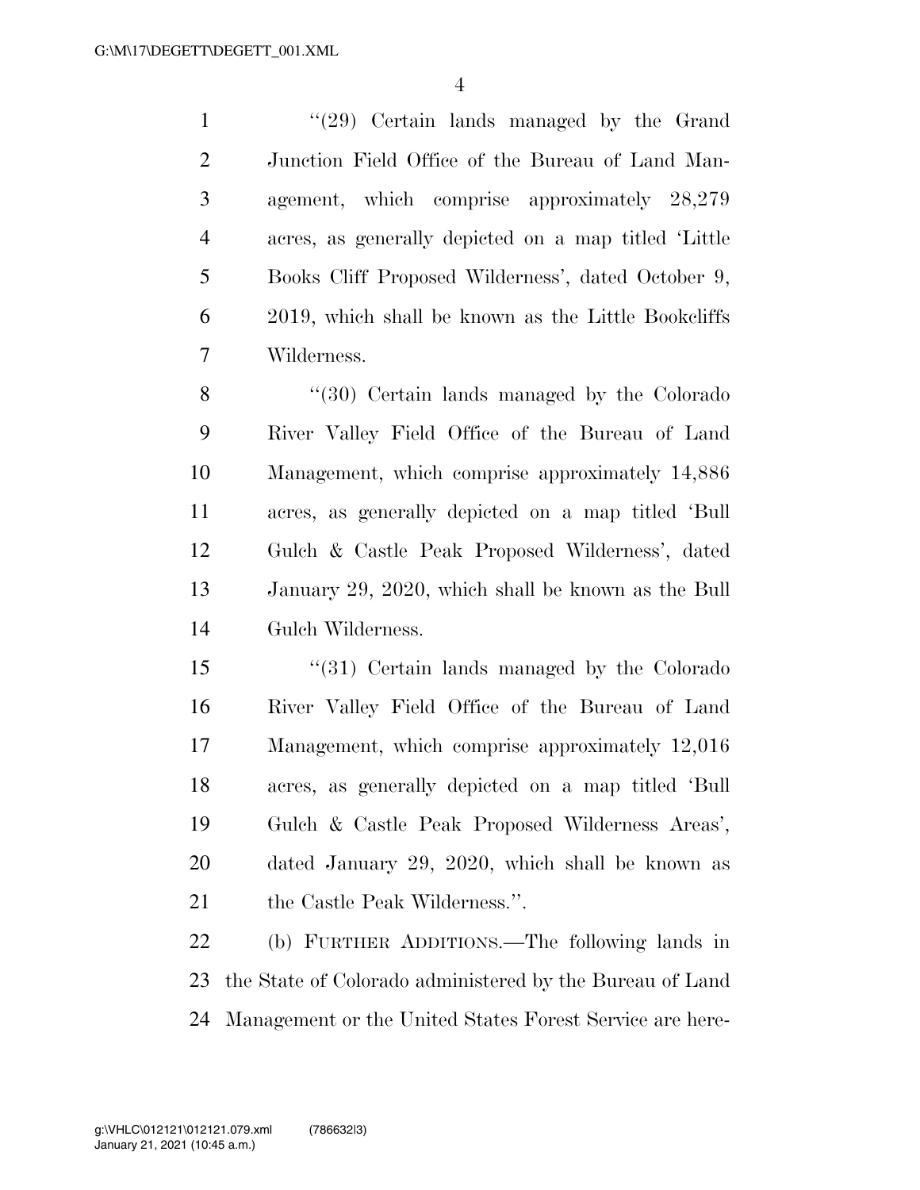"(29) Certain lands managed by the Grand Junction Field Office of the Bureau of Land Management, which comprise approximately 28,279 acres, as generally depicted on a map titled 'Little Books Cliff Proposed Wilderness', dated October 9, 2019, which shall be known as the Little Bookcliffs Wilderness.

"(30) Certain lands managed by the Colorado River Valley Field Office of the Bureau of Land Management, which comprise approximately 14,886 acres, as generally depicted on a map titled 'Bull Gulch & Castle Peak Proposed Wilderness', dated January 29, 2020, which shall be known as the Bull Gulch Wilderness.

"(31) Certain lands managed by the Colorado River Valley Field Office of the Bureau of Land Management, which comprise approximately 12,016 acres, as generally depicted on a map titled 'Bull Gulch & Castle Peak Proposed Wilderness Areas', dated January 29, 2020, which shall be known as the Castle Peak Wilderness.".

(b) FURTHER ADDITIONS.—The following lands in the State of Colorado administered by the Bureau of Land Management or the United States Forest Service are here-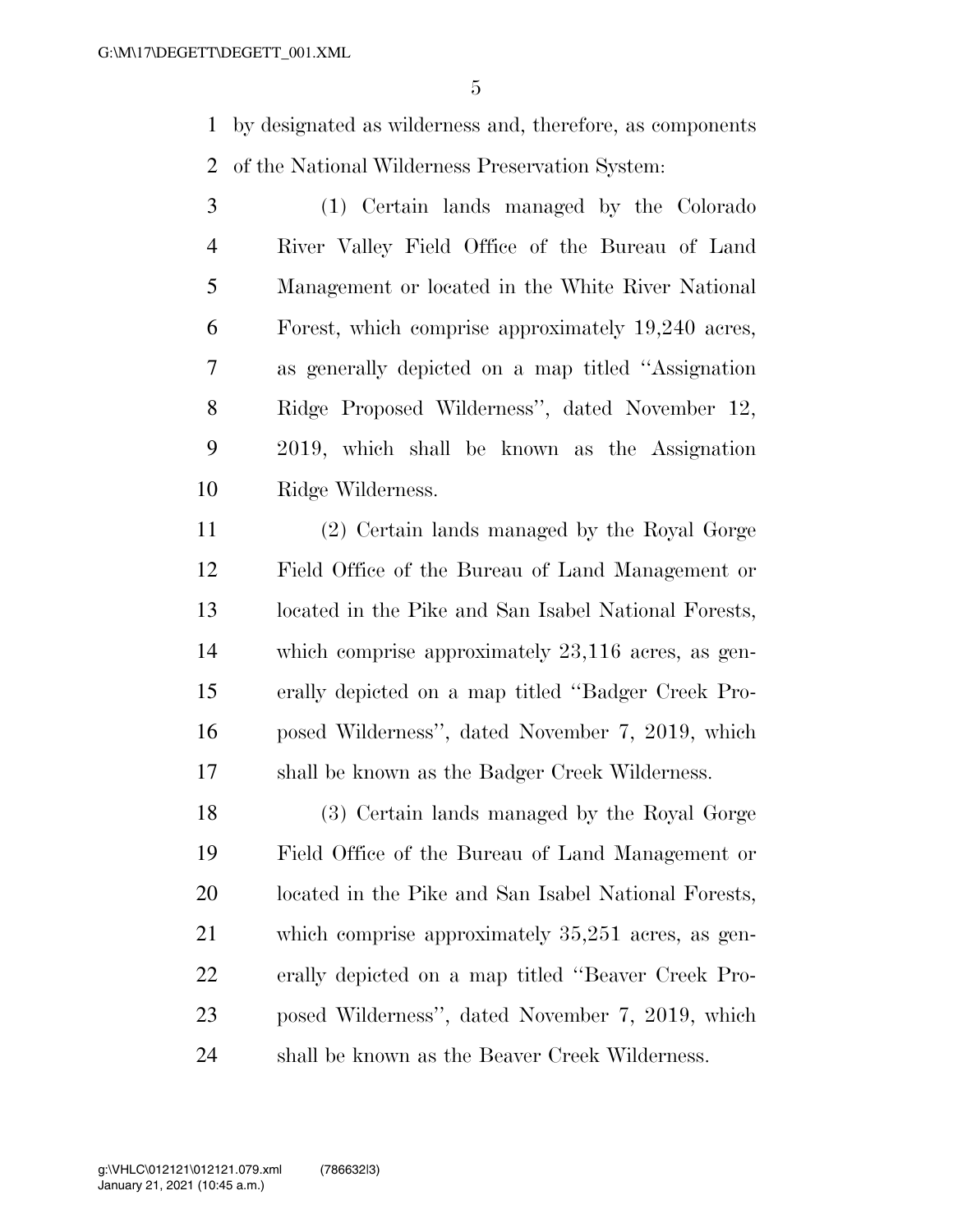by designated as wilderness and, therefore, as components of the National Wilderness Preservation System:

(1) Certain lands managed by the Colorado River Valley Field Office of the Bureau of Land Management or located in the White River National Forest, which comprise approximately 19,240 acres, as generally depicted on a map titled "Assignation Ridge Proposed Wilderness", dated November 12, 2019, which shall be known as the Assignation Ridge Wilderness.

(2) Certain lands managed by the Royal Gorge Field Office of the Bureau of Land Management or located in the Pike and San Isabel National Forests, which comprise approximately 23,116 acres, as generally depicted on a map titled "Badger Creek Proposed Wilderness", dated November 7, 2019, which shall be known as the Badger Creek Wilderness.

(3) Certain lands managed by the Royal Gorge Field Office of the Bureau of Land Management or located in the Pike and San Isabel National Forests, which comprise approximately 35,251 acres, as generally depicted on a map titled "Beaver Creek Proposed Wilderness", dated November 7, 2019, which shall be known as the Beaver Creek Wilderness.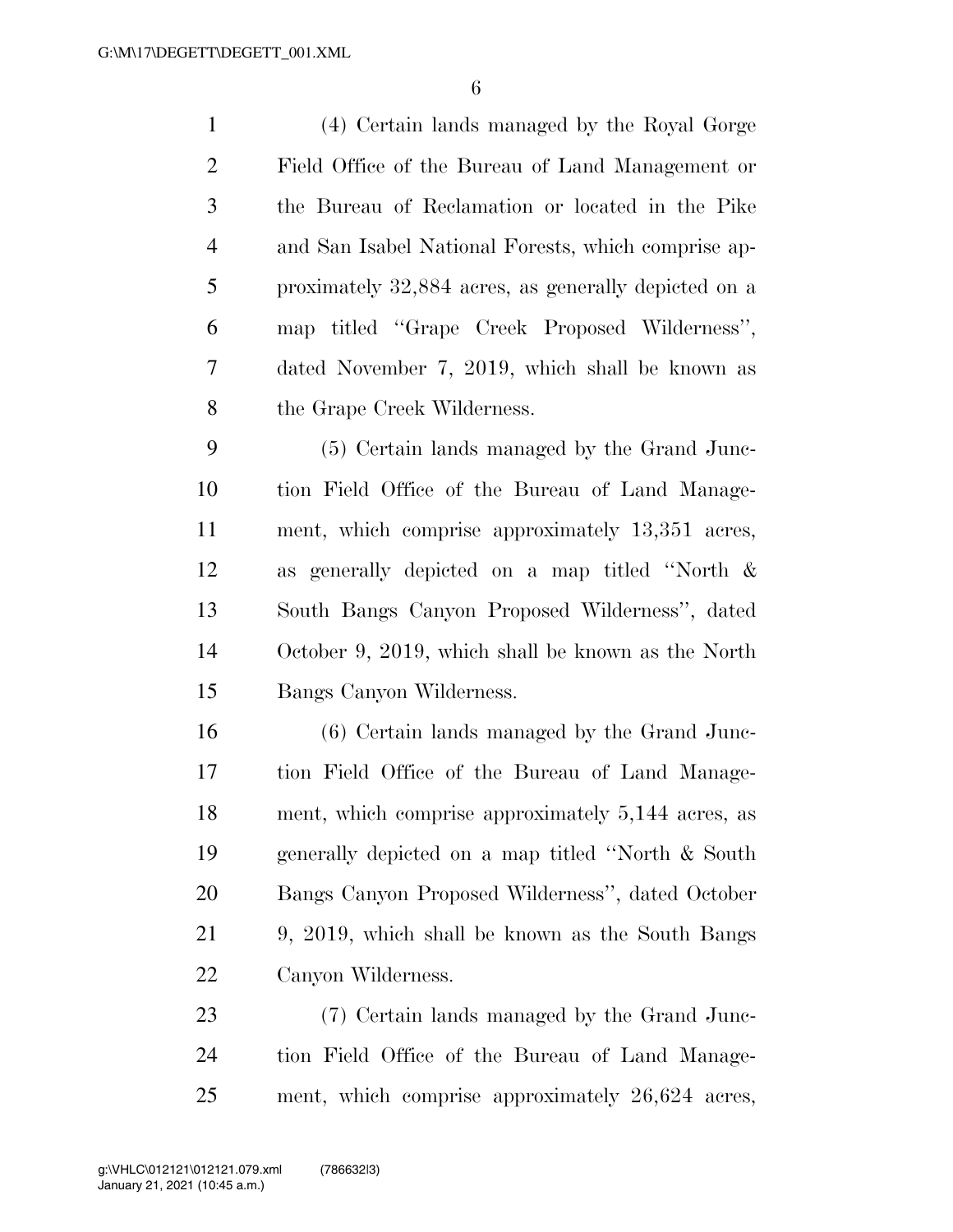(4) Certain lands managed by the Royal Gorge Field Office of the Bureau of Land Management or the Bureau of Reclamation or located in the Pike and San Isabel National Forests, which comprise approximately 32,884 acres, as generally depicted on a map titled "Grape Creek Proposed Wilderness", dated November 7, 2019, which shall be known as the Grape Creek Wilderness.

(5) Certain lands managed by the Grand Junction Field Office of the Bureau of Land Management, which comprise approximately 13,351 acres, as generally depicted on a map titled "North & South Bangs Canyon Proposed Wilderness", dated October 9, 2019, which shall be known as the North Bangs Canyon Wilderness.

(6) Certain lands managed by the Grand Junction Field Office of the Bureau of Land Management, which comprise approximately 5,144 acres, as generally depicted on a map titled "North & South Bangs Canyon Proposed Wilderness", dated October 9, 2019, which shall be known as the South Bangs Canyon Wilderness.

(7) Certain lands managed by the Grand Junction Field Office of the Bureau of Land Management, which comprise approximately 26,624 acres,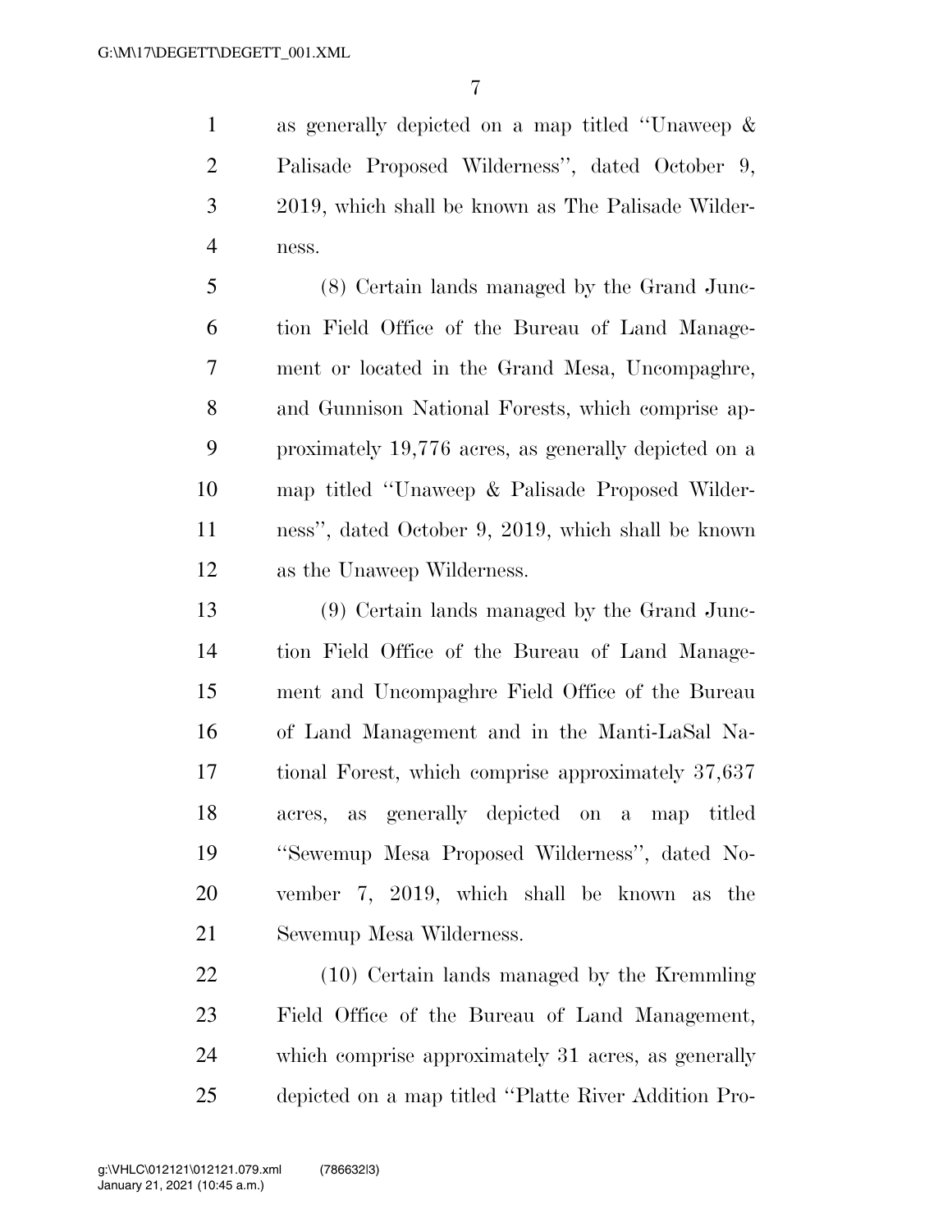as generally depicted on a map titled ''Unaweep & Palisade Proposed Wilderness'', dated October 9, 2019, which shall be known as The Palisade Wilderness.

(8) Certain lands managed by the Grand Junction Field Office of the Bureau of Land Management or located in the Grand Mesa, Uncompaghre, and Gunnison National Forests, which comprise approximately 19,776 acres, as generally depicted on a map titled ''Unaweep & Palisade Proposed Wilderness'', dated October 9, 2019, which shall be known as the Unaweep Wilderness.

(9) Certain lands managed by the Grand Junction Field Office of the Bureau of Land Management and Uncompaghre Field Office of the Bureau of Land Management and in the Manti-LaSal National Forest, which comprise approximately 37,637 acres, as generally depicted on a map titled ''Sewemup Mesa Proposed Wilderness'', dated November 7, 2019, which shall be known as the Sewemup Mesa Wilderness.

(10) Certain lands managed by the Kremmling Field Office of the Bureau of Land Management, which comprise approximately 31 acres, as generally depicted on a map titled ''Platte River Addition Pro-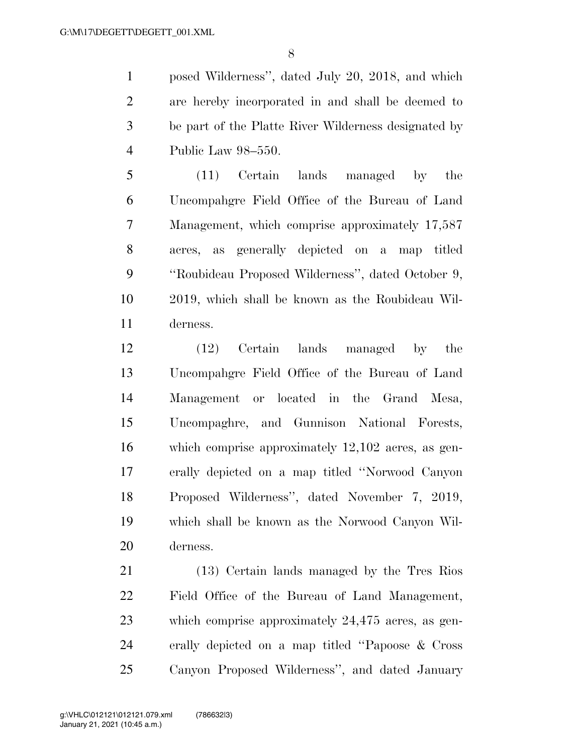posed Wilderness'', dated July 20, 2018, and which are hereby incorporated in and shall be deemed to be part of the Platte River Wilderness designated by Public Law 98–550.

(11) Certain lands managed by the Uncompahgre Field Office of the Bureau of Land Management, which comprise approximately 17,587 acres, as generally depicted on a map titled ''Roubideau Proposed Wilderness'', dated October 9, 2019, which shall be known as the Roubideau Wilderness.

(12) Certain lands managed by the Uncompahgre Field Office of the Bureau of Land Management or located in the Grand Mesa, Uncompaghre, and Gunnison National Forests, which comprise approximately 12,102 acres, as generally depicted on a map titled ''Norwood Canyon Proposed Wilderness'', dated November 7, 2019, which shall be known as the Norwood Canyon Wilderness.

(13) Certain lands managed by the Tres Rios Field Office of the Bureau of Land Management, which comprise approximately 24,475 acres, as generally depicted on a map titled ''Papoose & Cross Canyon Proposed Wilderness'', and dated January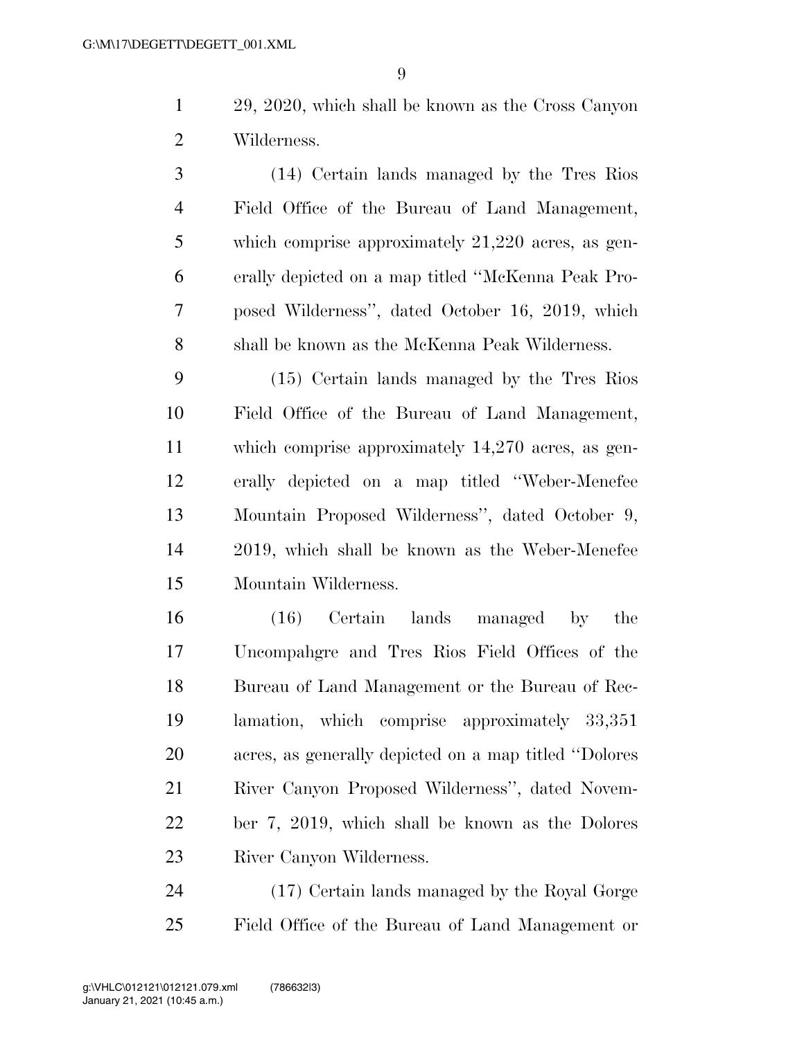29, 2020, which shall be known as the Cross Canyon Wilderness.

(14) Certain lands managed by the Tres Rios Field Office of the Bureau of Land Management, which comprise approximately 21,220 acres, as generally depicted on a map titled ''McKenna Peak Proposed Wilderness'', dated October 16, 2019, which shall be known as the McKenna Peak Wilderness.

(15) Certain lands managed by the Tres Rios Field Office of the Bureau of Land Management, which comprise approximately 14,270 acres, as generally depicted on a map titled ''Weber-Menefee Mountain Proposed Wilderness'', dated October 9, 2019, which shall be known as the Weber-Menefee Mountain Wilderness.

(16) Certain lands managed by the Uncompahgre and Tres Rios Field Offices of the Bureau of Land Management or the Bureau of Reclamation, which comprise approximately 33,351 acres, as generally depicted on a map titled ''Dolores River Canyon Proposed Wilderness'', dated November 7, 2019, which shall be known as the Dolores River Canyon Wilderness.

(17) Certain lands managed by the Royal Gorge Field Office of the Bureau of Land Management or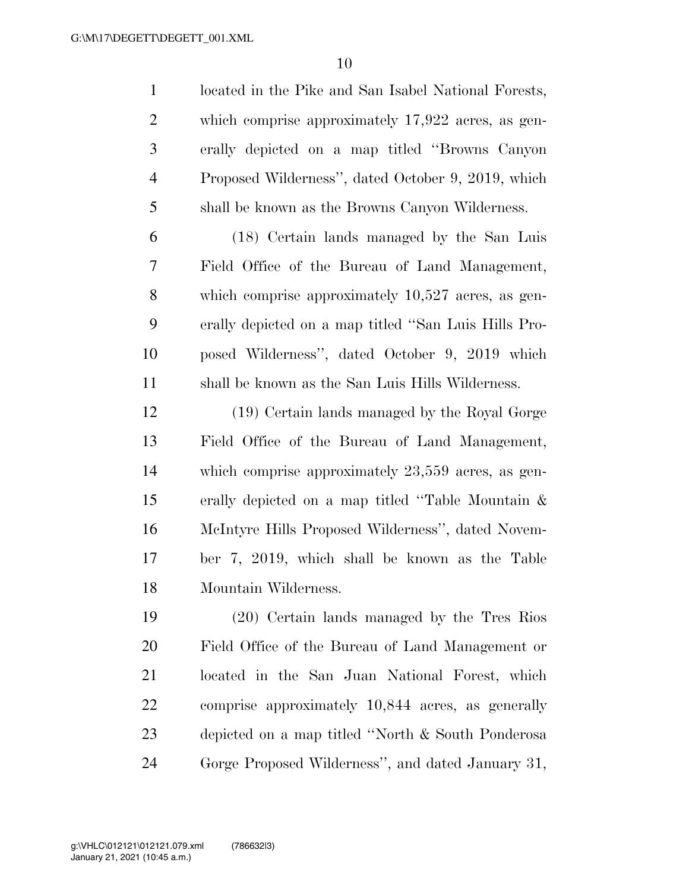located in the Pike and San Isabel National Forests, which comprise approximately 17,922 acres, as generally depicted on a map titled "Browns Canyon Proposed Wilderness", dated October 9, 2019, which shall be known as the Browns Canyon Wilderness.

(18) Certain lands managed by the San Luis Field Office of the Bureau of Land Management, which comprise approximately 10,527 acres, as generally depicted on a map titled "San Luis Hills Proposed Wilderness", dated October 9, 2019 which shall be known as the San Luis Hills Wilderness.

(19) Certain lands managed by the Royal Gorge Field Office of the Bureau of Land Management, which comprise approximately 23,559 acres, as generally depicted on a map titled "Table Mountain & McIntyre Hills Proposed Wilderness", dated November 7, 2019, which shall be known as the Table Mountain Wilderness.

(20) Certain lands managed by the Tres Rios Field Office of the Bureau of Land Management or located in the San Juan National Forest, which comprise approximately 10,844 acres, as generally depicted on a map titled "North & South Ponderosa Gorge Proposed Wilderness", and dated January 31,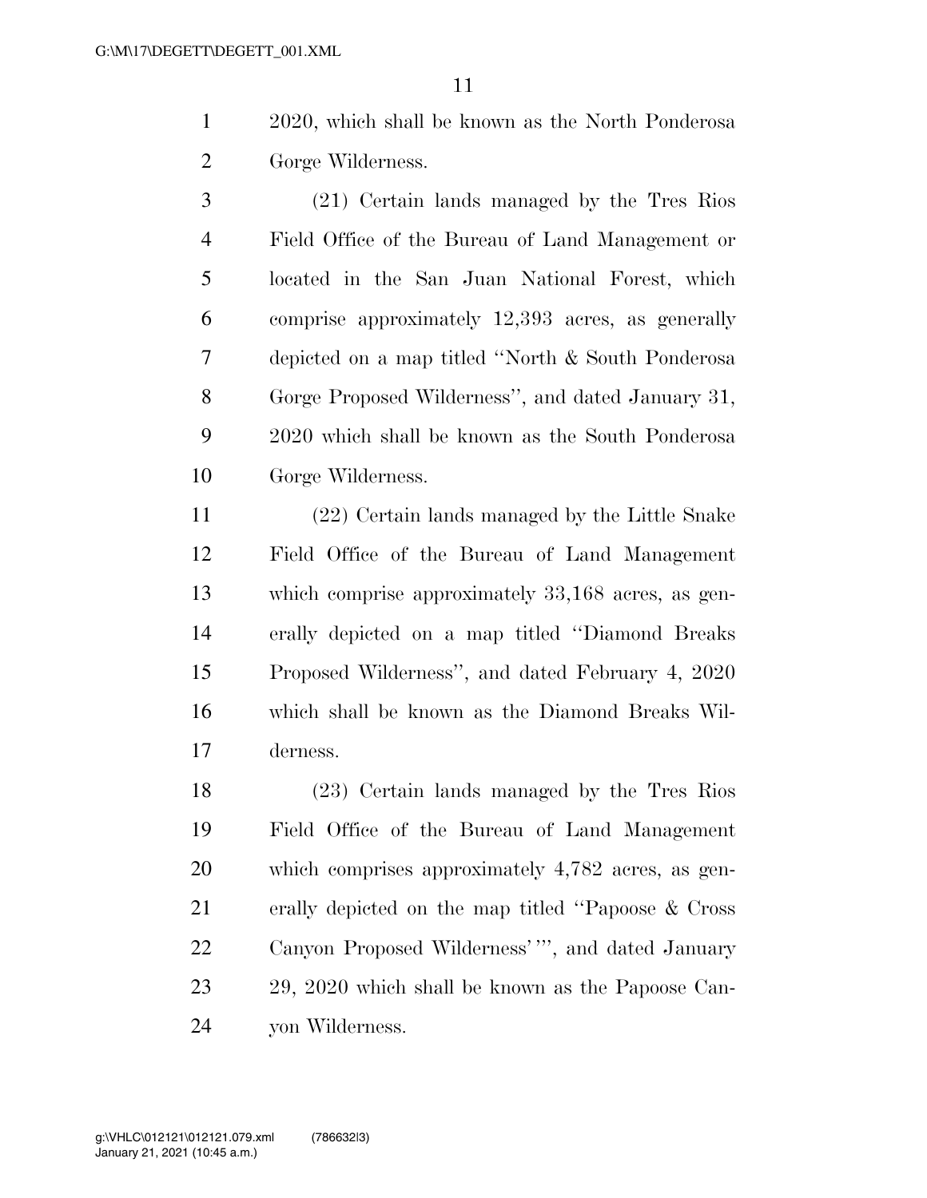2020, which shall be known as the North Ponderosa Gorge Wilderness.

(21) Certain lands managed by the Tres Rios Field Office of the Bureau of Land Management or located in the San Juan National Forest, which comprise approximately 12,393 acres, as generally depicted on a map titled ''North & South Ponderosa Gorge Proposed Wilderness'', and dated January 31, 2020 which shall be known as the South Ponderosa Gorge Wilderness.

(22) Certain lands managed by the Little Snake Field Office of the Bureau of Land Management which comprise approximately 33,168 acres, as generally depicted on a map titled ''Diamond Breaks Proposed Wilderness'', and dated February 4, 2020 which shall be known as the Diamond Breaks Wilderness.

(23) Certain lands managed by the Tres Rios Field Office of the Bureau of Land Management which comprises approximately 4,782 acres, as generally depicted on the map titled ''Papoose & Cross Canyon Proposed Wilderness' ''', and dated January 29, 2020 which shall be known as the Papoose Canyon Wilderness.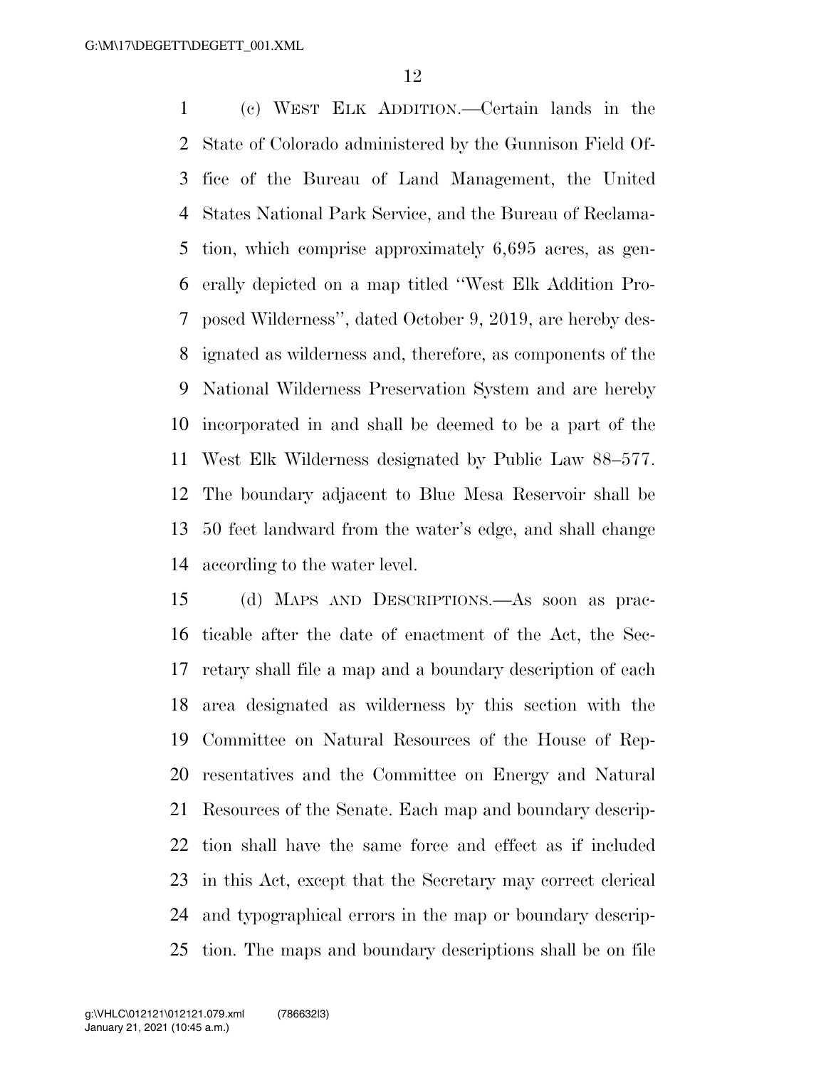(c) WEST ELK ADDITION.—Certain lands in the State of Colorado administered by the Gunnison Field Office of the Bureau of Land Management, the United States National Park Service, and the Bureau of Reclamation, which comprise approximately 6,695 acres, as generally depicted on a map titled ''West Elk Addition Proposed Wilderness'', dated October 9, 2019, are hereby designated as wilderness and, therefore, as components of the National Wilderness Preservation System and are hereby incorporated in and shall be deemed to be a part of the West Elk Wilderness designated by Public Law 88–577. The boundary adjacent to Blue Mesa Reservoir shall be 50 feet landward from the water's edge, and shall change according to the water level.

(d) MAPS AND DESCRIPTIONS.—As soon as practicable after the date of enactment of the Act, the Secretary shall file a map and a boundary description of each area designated as wilderness by this section with the Committee on Natural Resources of the House of Representatives and the Committee on Energy and Natural Resources of the Senate. Each map and boundary description shall have the same force and effect as if included in this Act, except that the Secretary may correct clerical and typographical errors in the map or boundary description. The maps and boundary descriptions shall be on file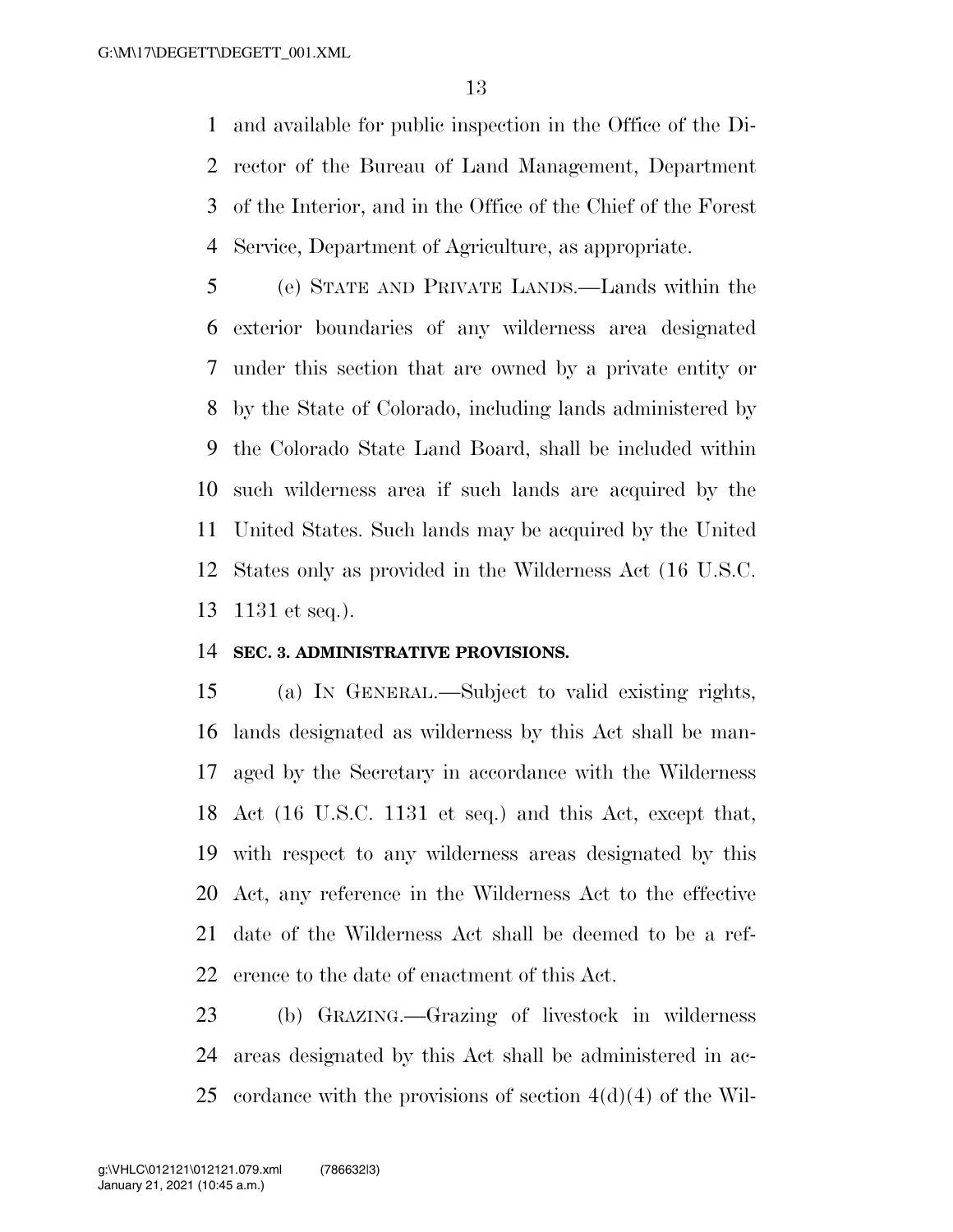and available for public inspection in the Office of the Director of the Bureau of Land Management, Department of the Interior, and in the Office of the Chief of the Forest Service, Department of Agriculture, as appropriate.

(e) STATE AND PRIVATE LANDS.—Lands within the exterior boundaries of any wilderness area designated under this section that are owned by a private entity or by the State of Colorado, including lands administered by the Colorado State Land Board, shall be included within such wilderness area if such lands are acquired by the United States. Such lands may be acquired by the United States only as provided in the Wilderness Act (16 U.S.C. 1131 et seq.).

**SEC. 3. ADMINISTRATIVE PROVISIONS.**

(a) IN GENERAL.—Subject to valid existing rights, lands designated as wilderness by this Act shall be managed by the Secretary in accordance with the Wilderness Act (16 U.S.C. 1131 et seq.) and this Act, except that, with respect to any wilderness areas designated by this Act, any reference in the Wilderness Act to the effective date of the Wilderness Act shall be deemed to be a reference to the date of enactment of this Act.

(b) GRAZING.—Grazing of livestock in wilderness areas designated by this Act shall be administered in accordance with the provisions of section 4(d)(4) of the Wil-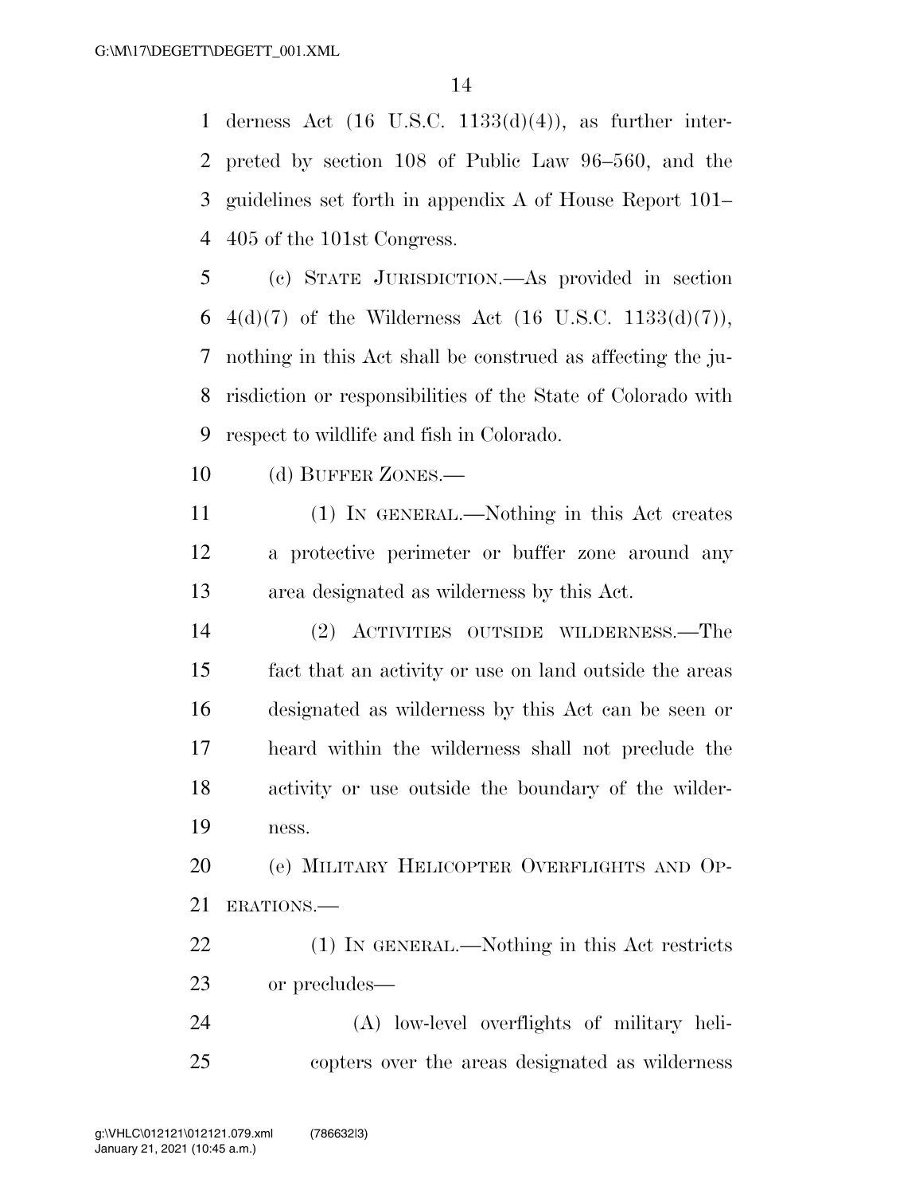derness Act (16 U.S.C. 1133(d)(4)), as further interpreted by section 108 of Public Law 96–560, and the guidelines set forth in appendix A of House Report 101–405 of the 101st Congress.

(c) STATE JURISDICTION.—As provided in section 4(d)(7) of the Wilderness Act (16 U.S.C. 1133(d)(7)), nothing in this Act shall be construed as affecting the jurisdiction or responsibilities of the State of Colorado with respect to wildlife and fish in Colorado.

(d) BUFFER ZONES.—

(1) IN GENERAL.—Nothing in this Act creates a protective perimeter or buffer zone around any area designated as wilderness by this Act.

(2) ACTIVITIES OUTSIDE WILDERNESS.—The fact that an activity or use on land outside the areas designated as wilderness by this Act can be seen or heard within the wilderness shall not preclude the activity or use outside the boundary of the wilderness.

(e) MILITARY HELICOPTER OVERFLIGHTS AND OPERATIONS.—

(1) IN GENERAL.—Nothing in this Act restricts or precludes—

(A) low-level overflights of military helicopters over the areas designated as wilderness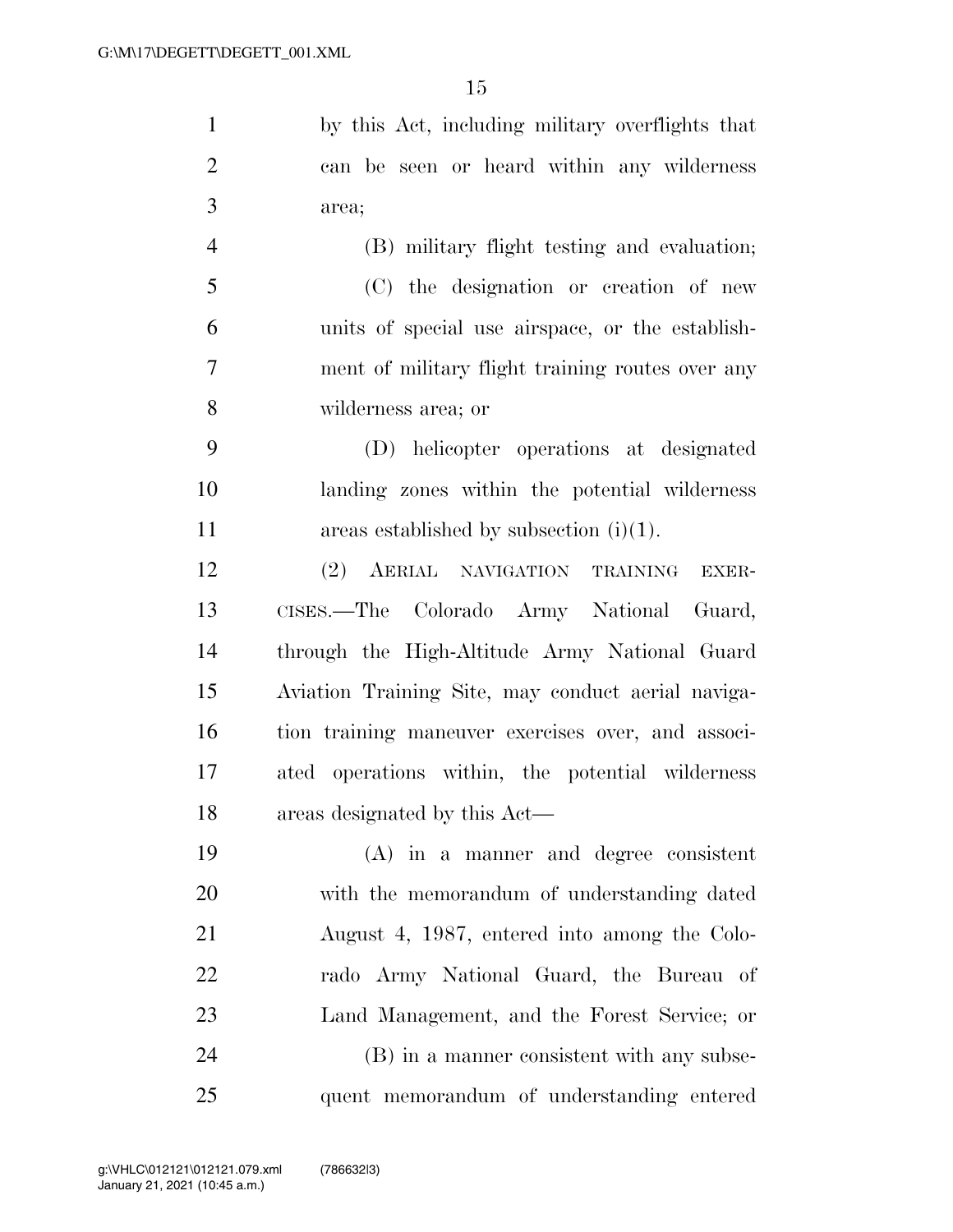by this Act, including military overflights that can be seen or heard within any wilderness area;

(B) military flight testing and evaluation;

(C) the designation or creation of new units of special use airspace, or the establishment of military flight training routes over any wilderness area; or

(D) helicopter operations at designated landing zones within the potential wilderness areas established by subsection (i)(1).

(2) AERIAL NAVIGATION TRAINING EXERCISES.—The Colorado Army National Guard, through the High-Altitude Army National Guard Aviation Training Site, may conduct aerial navigation training maneuver exercises over, and associated operations within, the potential wilderness areas designated by this Act—

(A) in a manner and degree consistent with the memorandum of understanding dated August 4, 1987, entered into among the Colorado Army National Guard, the Bureau of Land Management, and the Forest Service; or

(B) in a manner consistent with any subsequent memorandum of understanding entered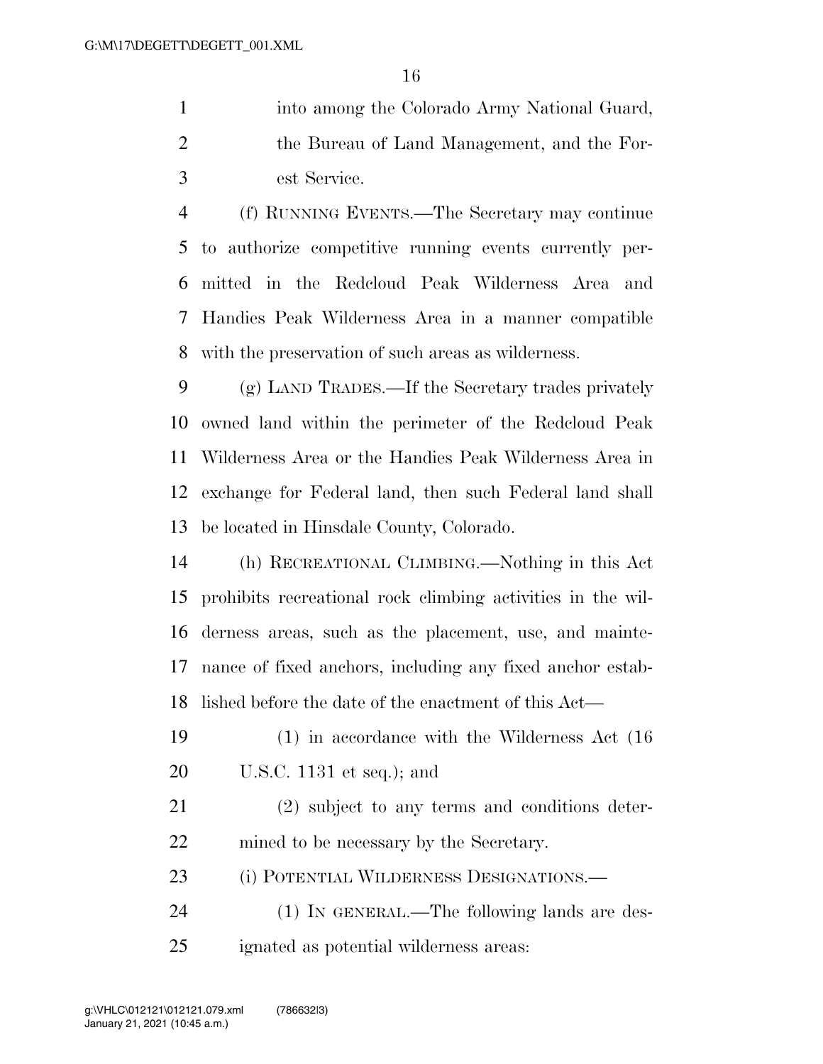into among the Colorado Army National Guard, the Bureau of Land Management, and the Forest Service.

(f) RUNNING EVENTS.—The Secretary may continue to authorize competitive running events currently permitted in the Redcloud Peak Wilderness Area and Handies Peak Wilderness Area in a manner compatible with the preservation of such areas as wilderness.

(g) LAND TRADES.—If the Secretary trades privately owned land within the perimeter of the Redcloud Peak Wilderness Area or the Handies Peak Wilderness Area in exchange for Federal land, then such Federal land shall be located in Hinsdale County, Colorado.

(h) RECREATIONAL CLIMBING.—Nothing in this Act prohibits recreational rock climbing activities in the wilderness areas, such as the placement, use, and maintenance of fixed anchors, including any fixed anchor established before the date of the enactment of this Act—

(1) in accordance with the Wilderness Act (16 U.S.C. 1131 et seq.); and

(2) subject to any terms and conditions determined to be necessary by the Secretary.

(i) POTENTIAL WILDERNESS DESIGNATIONS.—

(1) IN GENERAL.—The following lands are designated as potential wilderness areas: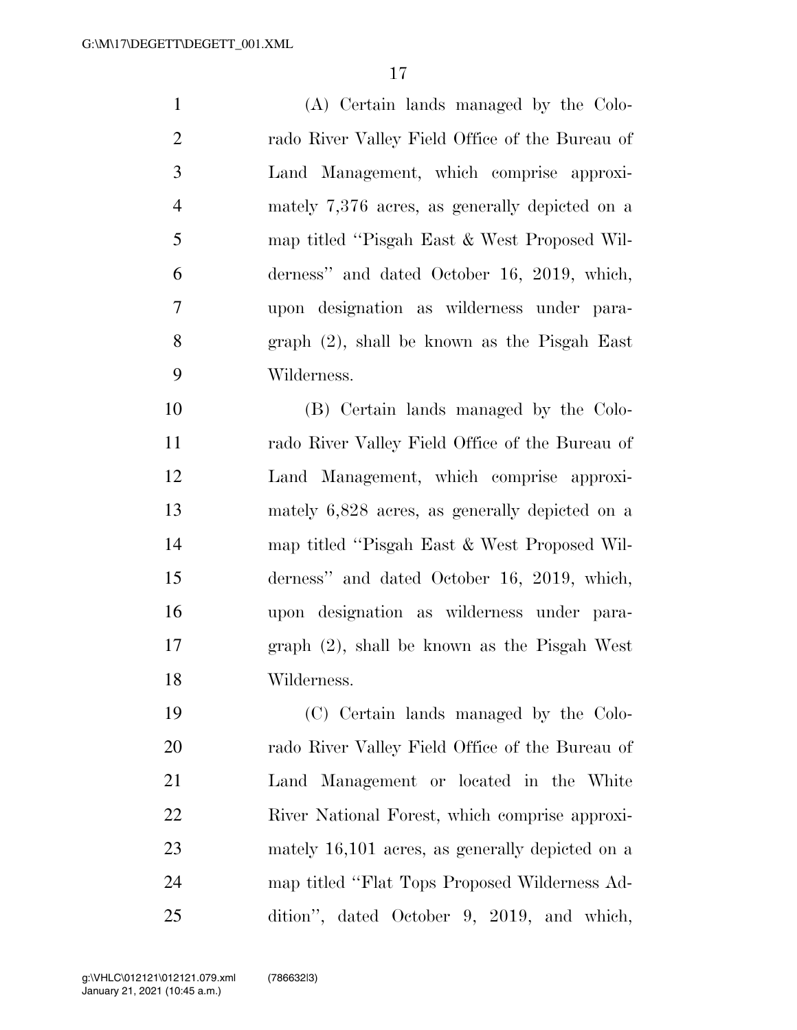(A) Certain lands managed by the Colorado River Valley Field Office of the Bureau of Land Management, which comprise approximately 7,376 acres, as generally depicted on a map titled ''Pisgah East & West Proposed Wilderness'' and dated October 16, 2019, which, upon designation as wilderness under paragraph (2), shall be known as the Pisgah East Wilderness.

(B) Certain lands managed by the Colorado River Valley Field Office of the Bureau of Land Management, which comprise approximately 6,828 acres, as generally depicted on a map titled ''Pisgah East & West Proposed Wilderness'' and dated October 16, 2019, which, upon designation as wilderness under paragraph (2), shall be known as the Pisgah West Wilderness.

(C) Certain lands managed by the Colorado River Valley Field Office of the Bureau of Land Management or located in the White River National Forest, which comprise approximately 16,101 acres, as generally depicted on a map titled ''Flat Tops Proposed Wilderness Addition'', dated October 9, 2019, and which,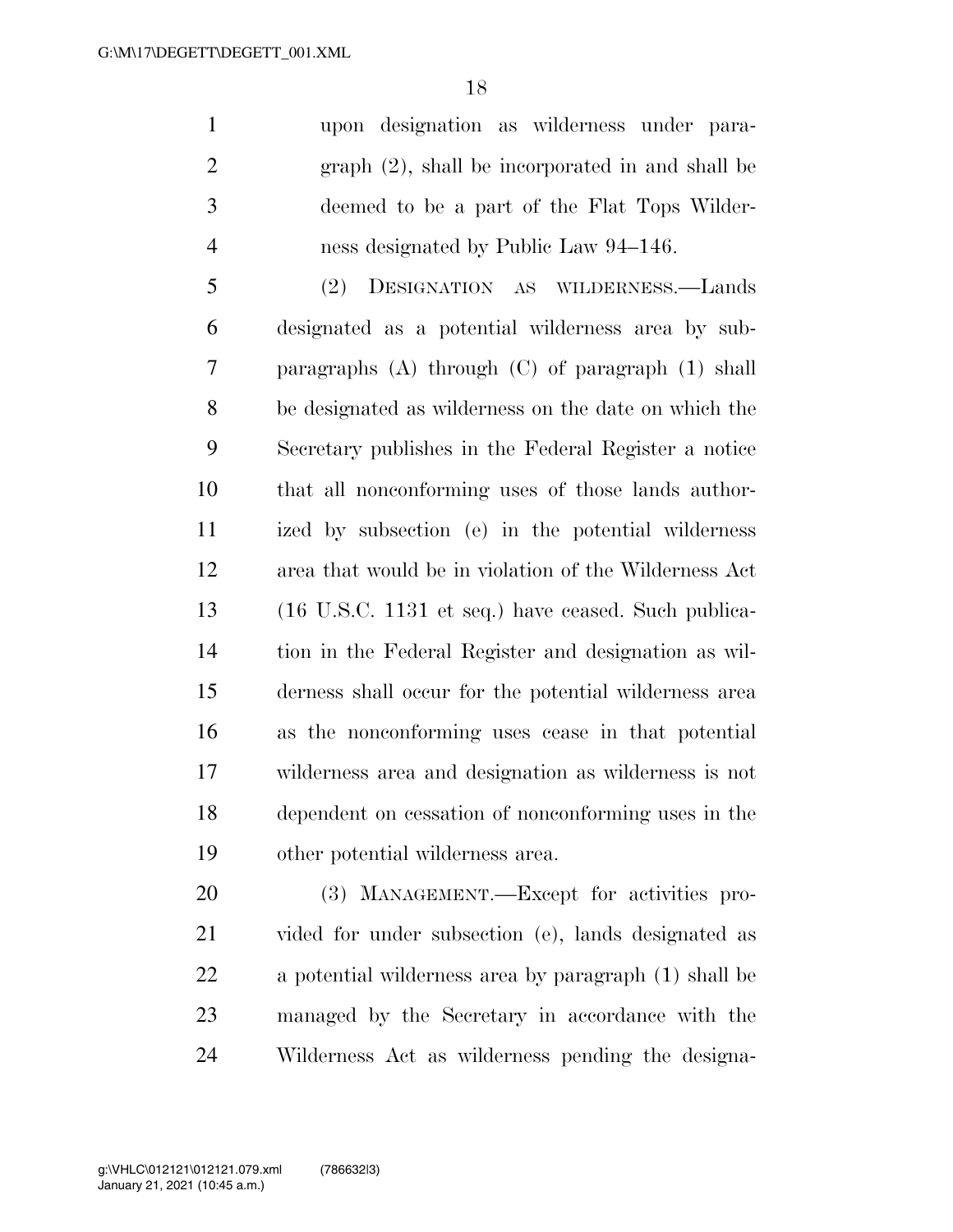upon designation as wilderness under paragraph (2), shall be incorporated in and shall be deemed to be a part of the Flat Tops Wilderness designated by Public Law 94–146.

(2) DESIGNATION AS WILDERNESS.—Lands designated as a potential wilderness area by subparagraphs (A) through (C) of paragraph (1) shall be designated as wilderness on the date on which the Secretary publishes in the Federal Register a notice that all nonconforming uses of those lands authorized by subsection (e) in the potential wilderness area that would be in violation of the Wilderness Act (16 U.S.C. 1131 et seq.) have ceased. Such publication in the Federal Register and designation as wilderness shall occur for the potential wilderness area as the nonconforming uses cease in that potential wilderness area and designation as wilderness is not dependent on cessation of nonconforming uses in the other potential wilderness area.

(3) MANAGEMENT.—Except for activities provided for under subsection (e), lands designated as a potential wilderness area by paragraph (1) shall be managed by the Secretary in accordance with the Wilderness Act as wilderness pending the designa-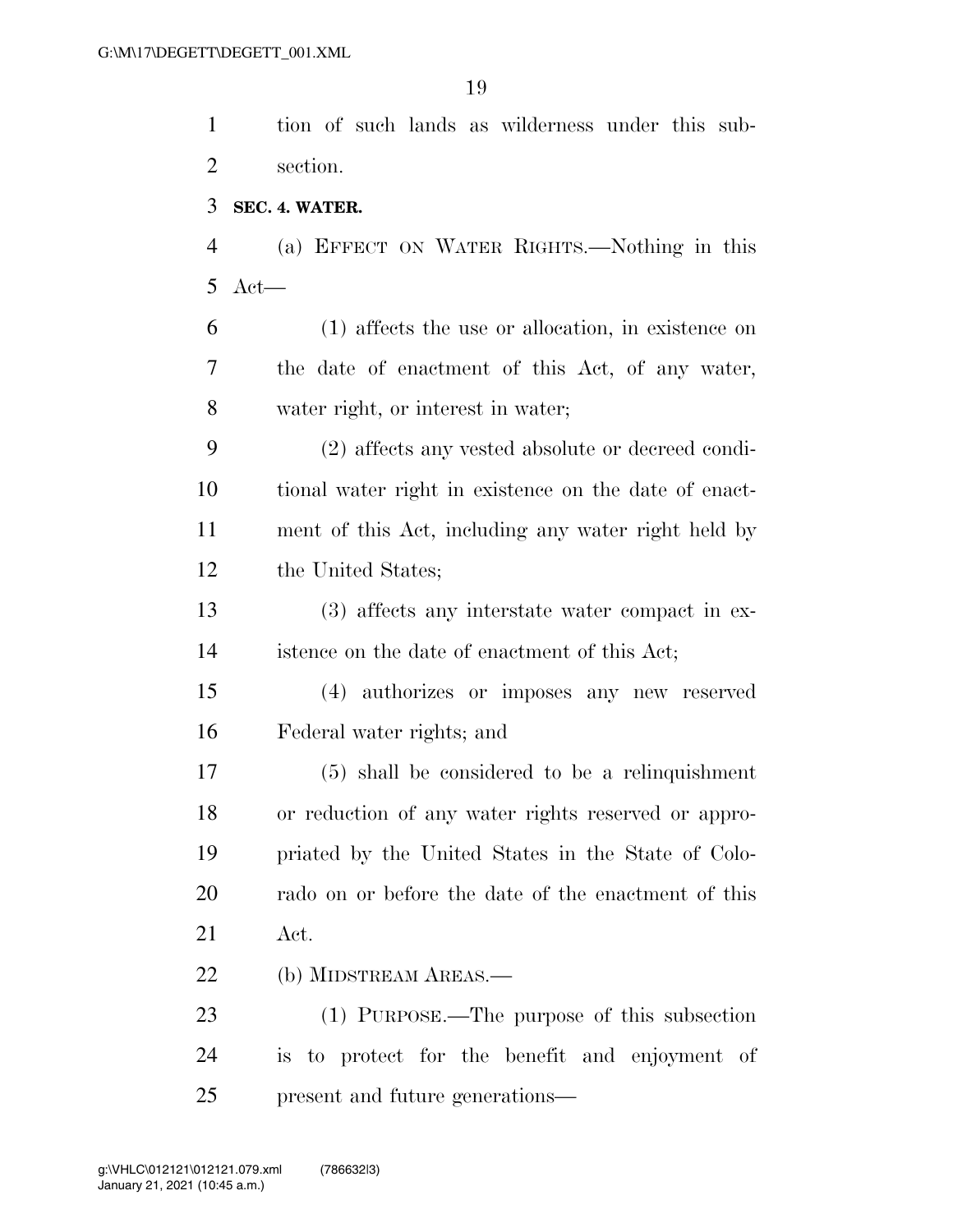tion of such lands as wilderness under this subsection.

**SEC. 4. WATER.**

(a) EFFECT ON WATER RIGHTS.—Nothing in this Act—

(1) affects the use or allocation, in existence on the date of enactment of this Act, of any water, water right, or interest in water;

(2) affects any vested absolute or decreed conditional water right in existence on the date of enactment of this Act, including any water right held by the United States;

(3) affects any interstate water compact in existence on the date of enactment of this Act;

(4) authorizes or imposes any new reserved Federal water rights; and

(5) shall be considered to be a relinquishment or reduction of any water rights reserved or appropriated by the United States in the State of Colorado on or before the date of the enactment of this Act.

(b) MIDSTREAM AREAS.—

(1) PURPOSE.—The purpose of this subsection is to protect for the benefit and enjoyment of present and future generations—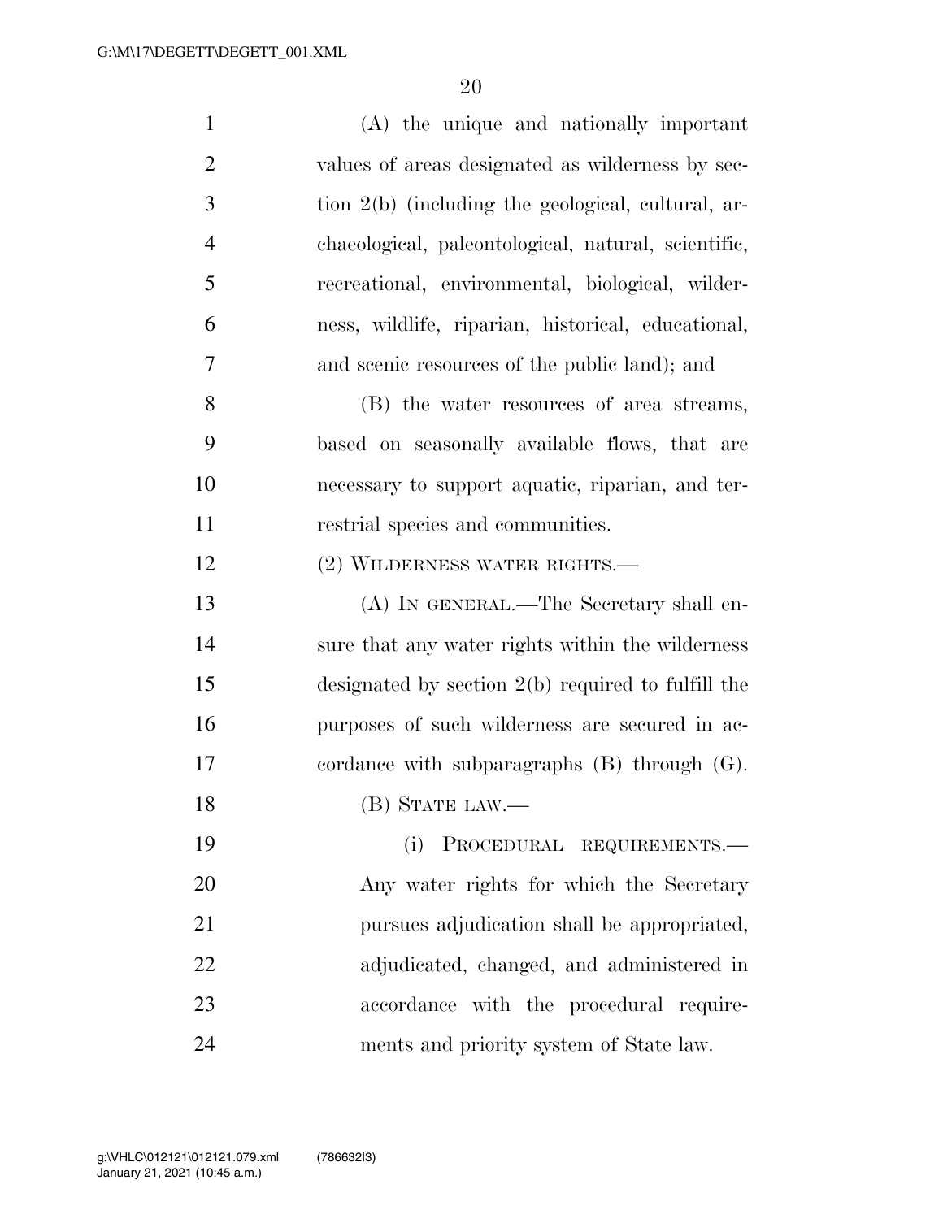(A) the unique and nationally important values of areas designated as wilderness by section 2(b) (including the geological, cultural, archaeological, paleontological, natural, scientific, recreational, environmental, biological, wilderness, wildlife, riparian, historical, educational, and scenic resources of the public land); and

(B) the water resources of area streams, based on seasonally available flows, that are necessary to support aquatic, riparian, and terrestrial species and communities.

(2) WILDERNESS WATER RIGHTS.—

(A) IN GENERAL.—The Secretary shall ensure that any water rights within the wilderness designated by section 2(b) required to fulfill the purposes of such wilderness are secured in accordance with subparagraphs (B) through (G).

(B) STATE LAW.—

(i) PROCEDURAL REQUIREMENTS.— Any water rights for which the Secretary pursues adjudication shall be appropriated, adjudicated, changed, and administered in accordance with the procedural requirements and priority system of State law.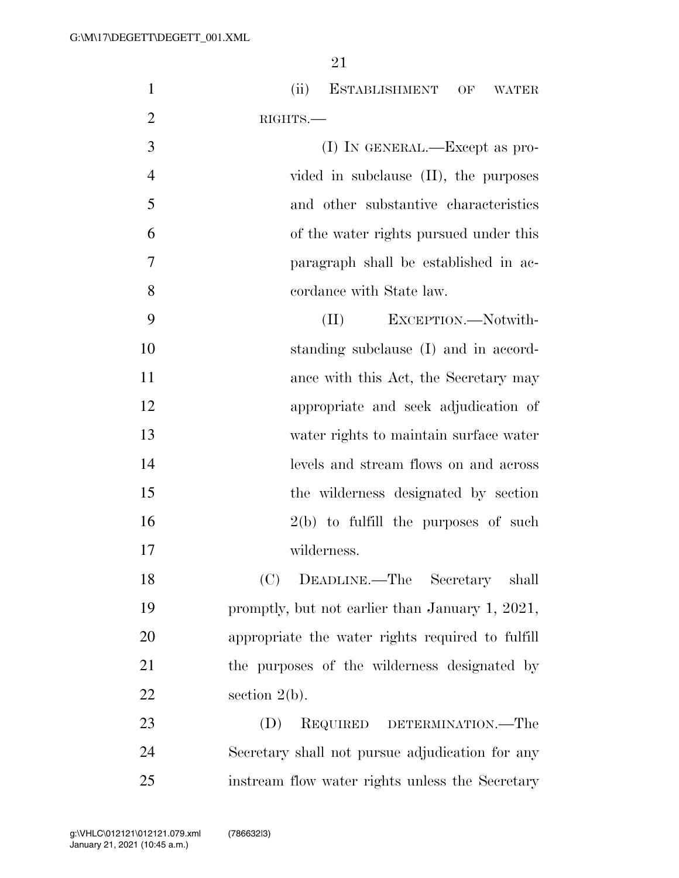(ii) ESTABLISHMENT OF WATER RIGHTS.—

(I) IN GENERAL.—Except as provided in subclause (II), the purposes and other substantive characteristics of the water rights pursued under this paragraph shall be established in accordance with State law.

(II) EXCEPTION.—Notwithstanding subclause (I) and in accordance with this Act, the Secretary may appropriate and seek adjudication of water rights to maintain surface water levels and stream flows on and across the wilderness designated by section 2(b) to fulfill the purposes of such wilderness.

(C) DEADLINE.—The Secretary shall promptly, but not earlier than January 1, 2021, appropriate the water rights required to fulfill the purposes of the wilderness designated by section 2(b).

(D) REQUIRED DETERMINATION.—The Secretary shall not pursue adjudication for any instream flow water rights unless the Secretary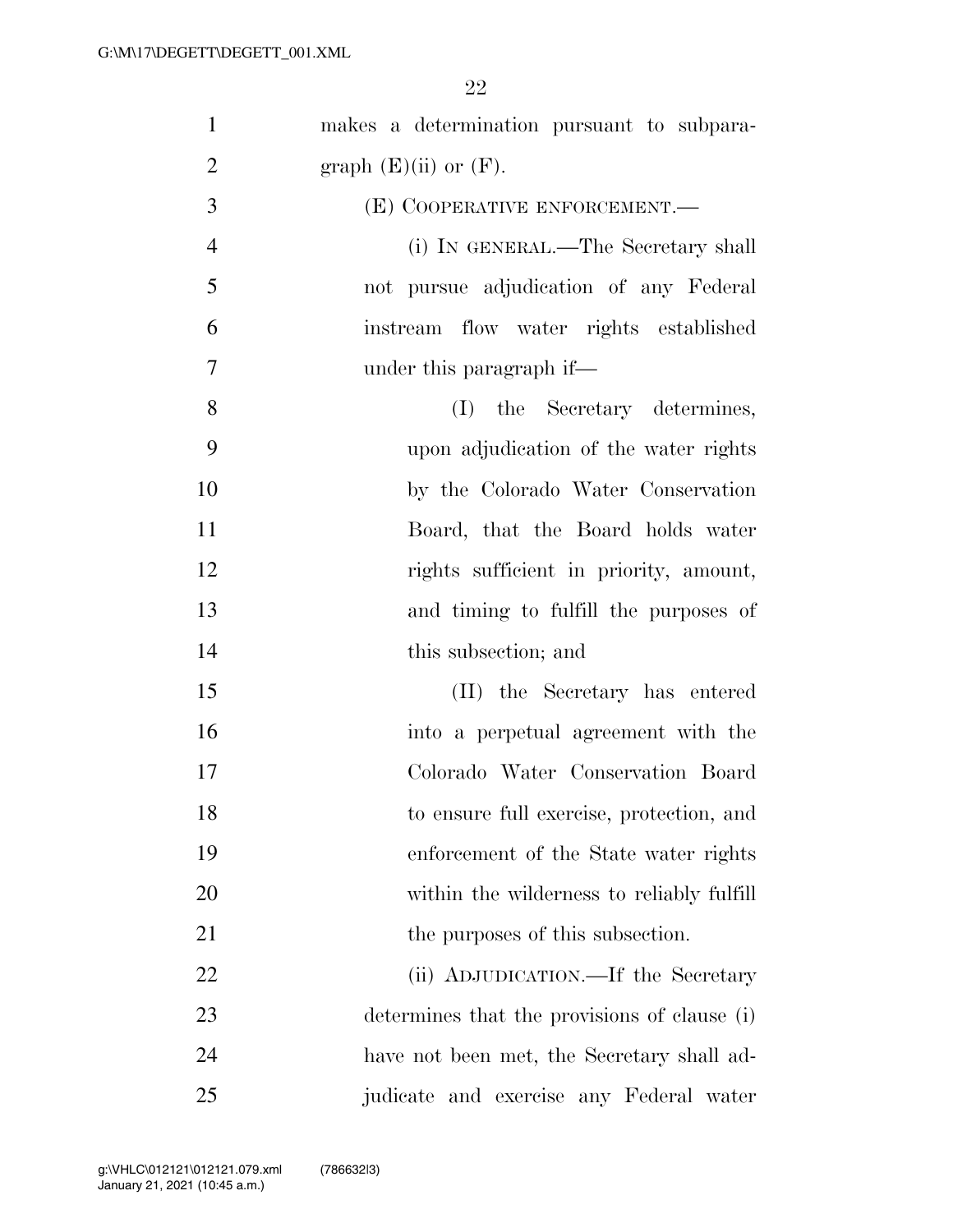makes a determination pursuant to subparagraph (E)(ii) or (F).

(E) COOPERATIVE ENFORCEMENT.—

(i) IN GENERAL.—The Secretary shall not pursue adjudication of any Federal instream flow water rights established under this paragraph if—

(I) the Secretary determines, upon adjudication of the water rights by the Colorado Water Conservation Board, that the Board holds water rights sufficient in priority, amount, and timing to fulfill the purposes of this subsection; and

(II) the Secretary has entered into a perpetual agreement with the Colorado Water Conservation Board to ensure full exercise, protection, and enforcement of the State water rights within the wilderness to reliably fulfill the purposes of this subsection.

(ii) ADJUDICATION.—If the Secretary determines that the provisions of clause (i) have not been met, the Secretary shall adjudicate and exercise any Federal water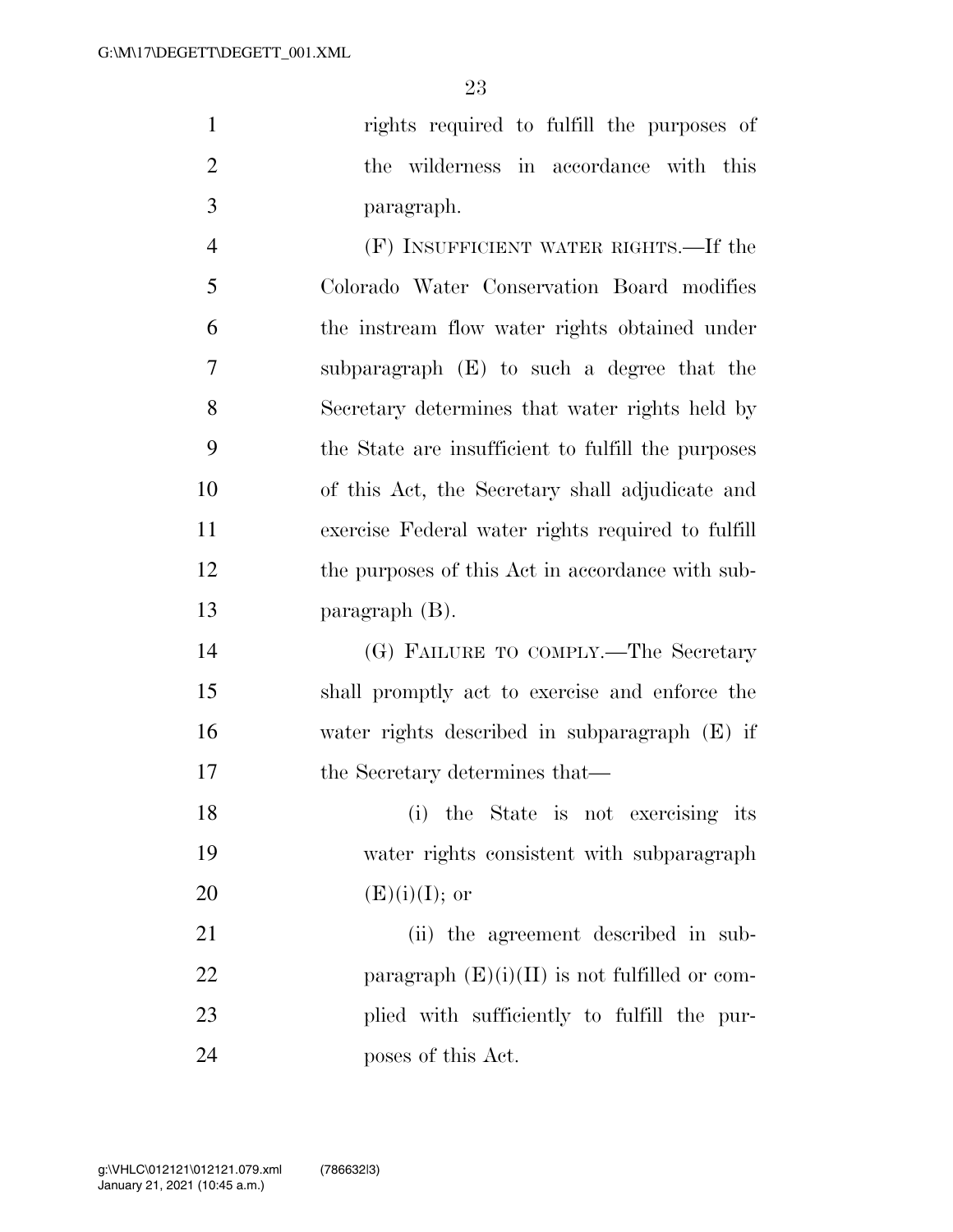rights required to fulfill the purposes of the wilderness in accordance with this paragraph.

(F) INSUFFICIENT WATER RIGHTS.—If the Colorado Water Conservation Board modifies the instream flow water rights obtained under subparagraph (E) to such a degree that the Secretary determines that water rights held by the State are insufficient to fulfill the purposes of this Act, the Secretary shall adjudicate and exercise Federal water rights required to fulfill the purposes of this Act in accordance with subparagraph (B).

(G) FAILURE TO COMPLY.—The Secretary shall promptly act to exercise and enforce the water rights described in subparagraph (E) if the Secretary determines that—

(i) the State is not exercising its water rights consistent with subparagraph (E)(i)(I); or

(ii) the agreement described in subparagraph (E)(i)(II) is not fulfilled or complied with sufficiently to fulfill the purposes of this Act.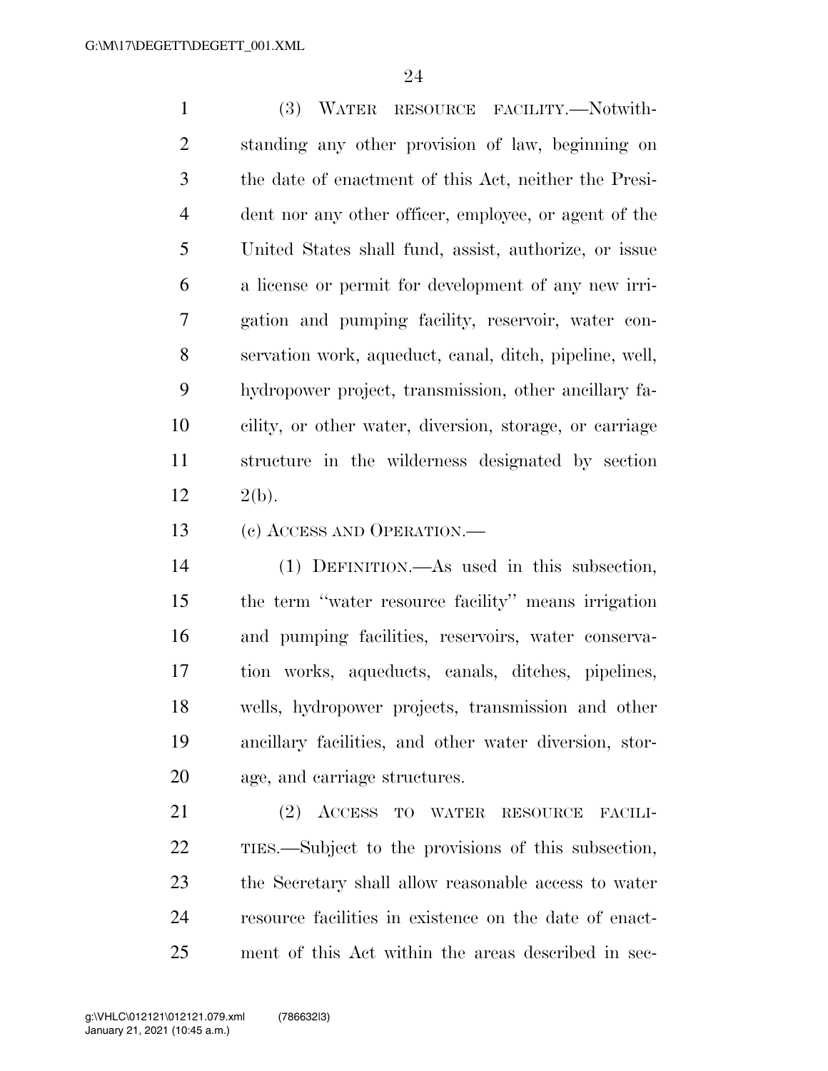(3) WATER RESOURCE FACILITY.—Notwithstanding any other provision of law, beginning on the date of enactment of this Act, neither the President nor any other officer, employee, or agent of the United States shall fund, assist, authorize, or issue a license or permit for development of any new irrigation and pumping facility, reservoir, water conservation work, aqueduct, canal, ditch, pipeline, well, hydropower project, transmission, other ancillary facility, or other water, diversion, storage, or carriage structure in the wilderness designated by section 2(b).

(c) ACCESS AND OPERATION.—

(1) DEFINITION.—As used in this subsection, the term ''water resource facility'' means irrigation and pumping facilities, reservoirs, water conservation works, aqueducts, canals, ditches, pipelines, wells, hydropower projects, transmission and other ancillary facilities, and other water diversion, storage, and carriage structures.

(2) ACCESS TO WATER RESOURCE FACILITIES.—Subject to the provisions of this subsection, the Secretary shall allow reasonable access to water resource facilities in existence on the date of enactment of this Act within the areas described in sec-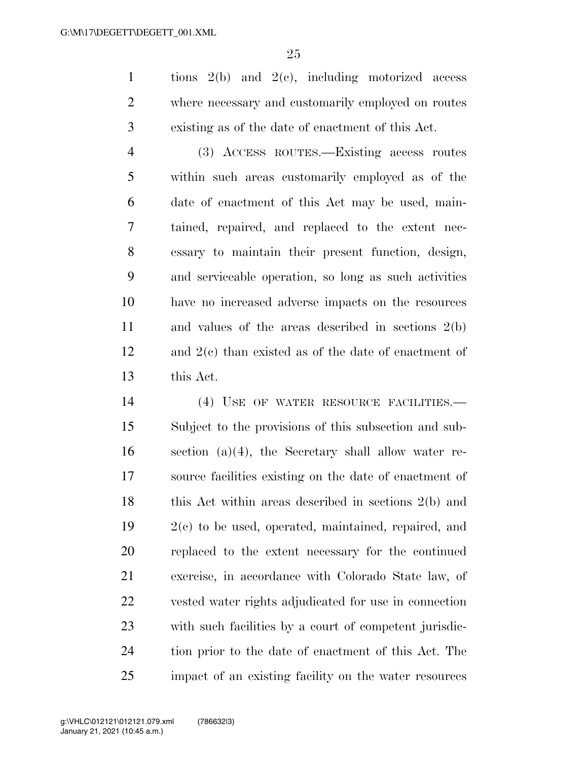tions 2(b) and 2(c), including motorized access where necessary and customarily employed on routes existing as of the date of enactment of this Act.

(3) ACCESS ROUTES.—Existing access routes within such areas customarily employed as of the date of enactment of this Act may be used, maintained, repaired, and replaced to the extent necessary to maintain their present function, design, and serviceable operation, so long as such activities have no increased adverse impacts on the resources and values of the areas described in sections 2(b) and 2(c) than existed as of the date of enactment of this Act.

(4) USE OF WATER RESOURCE FACILITIES.—Subject to the provisions of this subsection and subsection (a)(4), the Secretary shall allow water resource facilities existing on the date of enactment of this Act within areas described in sections 2(b) and 2(c) to be used, operated, maintained, repaired, and replaced to the extent necessary for the continued exercise, in accordance with Colorado State law, of vested water rights adjudicated for use in connection with such facilities by a court of competent jurisdiction prior to the date of enactment of this Act. The impact of an existing facility on the water resources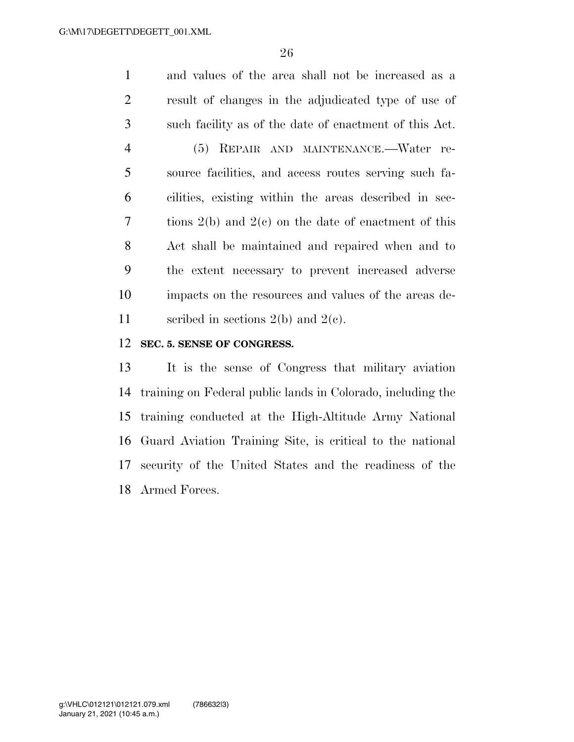and values of the area shall not be increased as a result of changes in the adjudicated type of use of such facility as of the date of enactment of this Act.

(5) REPAIR AND MAINTENANCE.—Water resource facilities, and access routes serving such facilities, existing within the areas described in sections 2(b) and 2(c) on the date of enactment of this Act shall be maintained and repaired when and to the extent necessary to prevent increased adverse impacts on the resources and values of the areas described in sections 2(b) and 2(c).

**SEC. 5. SENSE OF CONGRESS.**

It is the sense of Congress that military aviation training on Federal public lands in Colorado, including the training conducted at the High-Altitude Army National Guard Aviation Training Site, is critical to the national security of the United States and the readiness of the Armed Forces.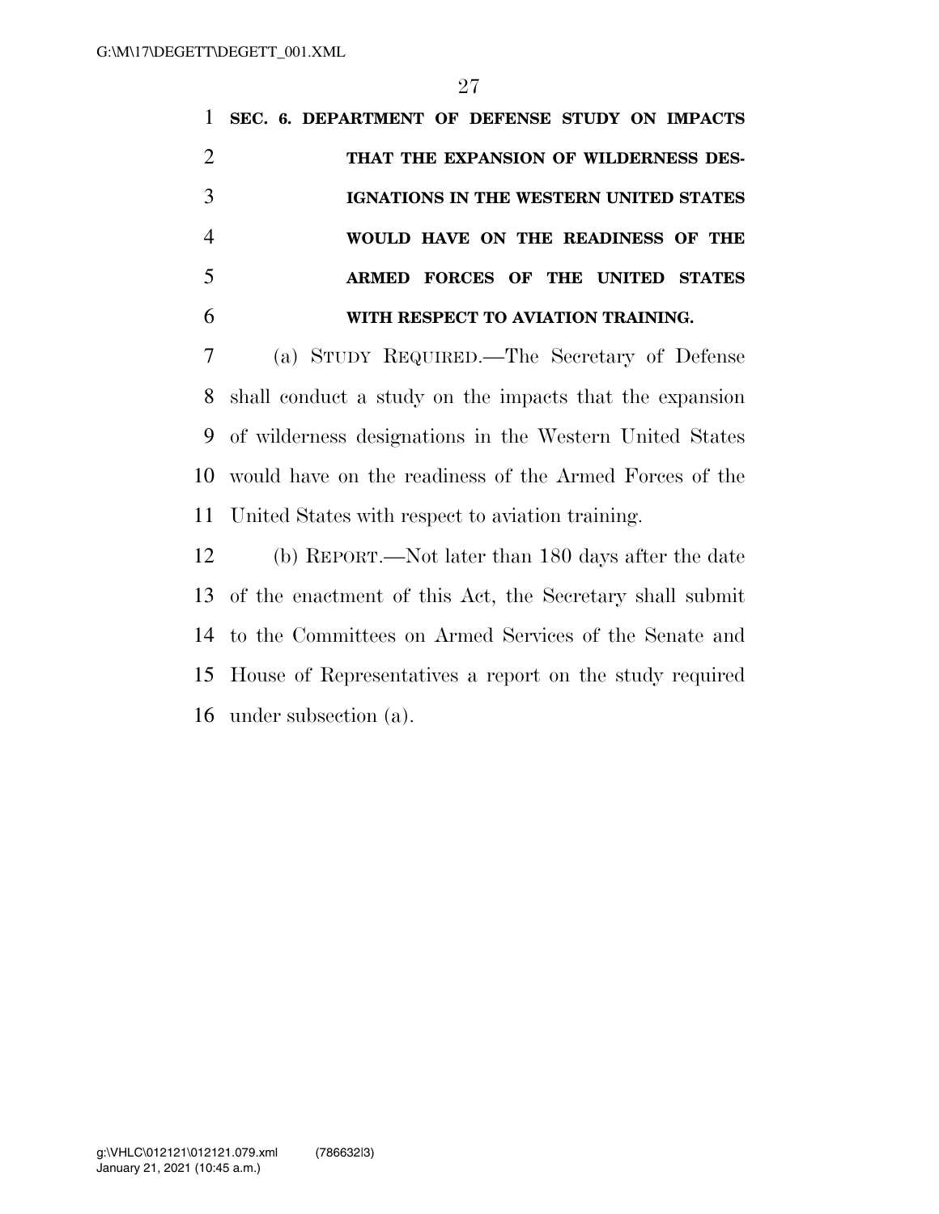**SEC. 6. DEPARTMENT OF DEFENSE STUDY ON IMPACTS THAT THE EXPANSION OF WILDERNESS DESIGNATIONS IN THE WESTERN UNITED STATES WOULD HAVE ON THE READINESS OF THE ARMED FORCES OF THE UNITED STATES WITH RESPECT TO AVIATION TRAINING.**

(a) STUDY REQUIRED.—The Secretary of Defense shall conduct a study on the impacts that the expansion of wilderness designations in the Western United States would have on the readiness of the Armed Forces of the United States with respect to aviation training.

(b) REPORT.—Not later than 180 days after the date of the enactment of this Act, the Secretary shall submit to the Committees on Armed Services of the Senate and House of Representatives a report on the study required under subsection (a).